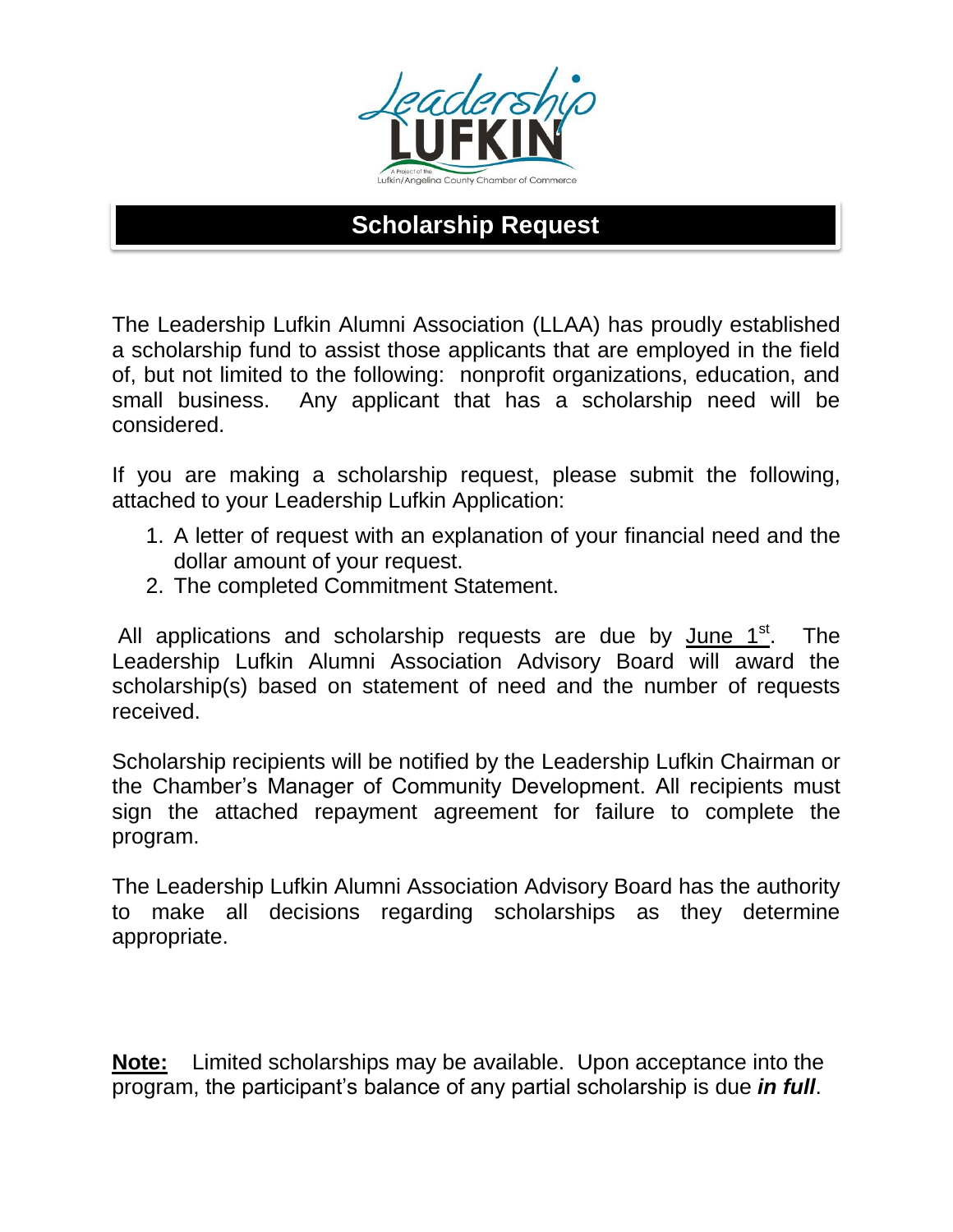Leadership LUFKIN

A Project of the Lufkin/Angelina County Chamber of Commerce

# Scholarship Request

The Leadership Lufkin Alumni Association (LLAA) has proudly established a scholarship fund to assist those applicants that are employed in the field of, but not limited to the following: nonprofit organizations, education, and small business. Any applicant that has a scholarship need will be considered.

If you are making a scholarship request, please submit the following, attached to your Leadership Lufkin Application:

1. A letter of request with an explanation of your financial need and the dollar amount of your request.
2. The completed Commitment Statement.

All applications and scholarship requests are due by June 1st. The Leadership Lufkin Alumni Association Advisory Board will award the scholarship(s) based on statement of need and the number of requests received.

Scholarship recipients will be notified by the Leadership Lufkin Chairman or the Chamber's Manager of Community Development. All recipients must sign the attached repayment agreement for failure to complete the program.

The Leadership Lufkin Alumni Association Advisory Board has the authority to make all decisions regarding scholarships as they determine appropriate.

**Note:** Limited scholarships may be available. Upon acceptance into the program, the participant's balance of any partial scholarship is due ***in full***.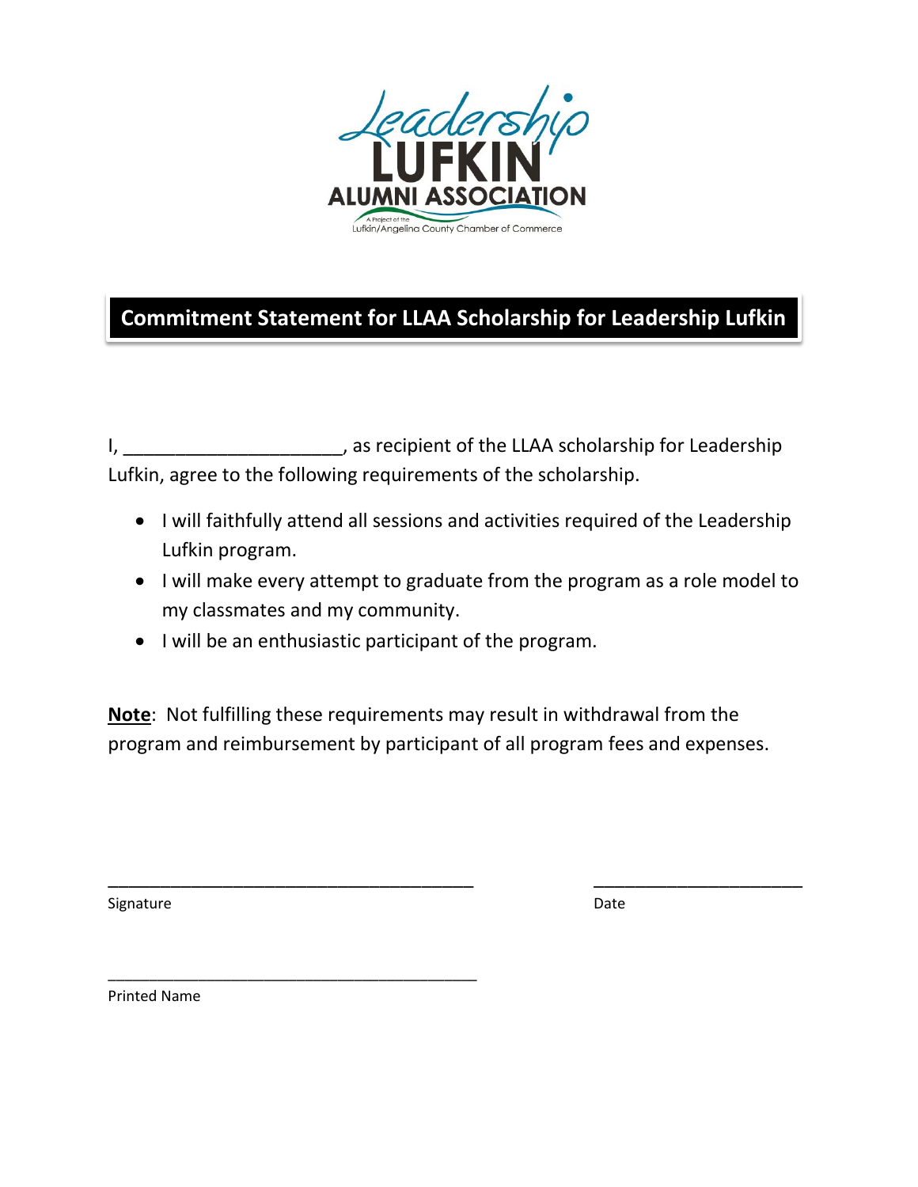Leadership
LUFKIN
ALUMNI ASSOCIATION
A Project of the
Lufkin/Angelina County Chamber of Commerce

## Commitment Statement for LLAA Scholarship for Leadership Lufkin

I, _____________________, as recipient of the LLAA scholarship for Leadership Lufkin, agree to the following requirements of the scholarship.

- I will faithfully attend all sessions and activities required of the Leadership Lufkin program.
- I will make every attempt to graduate from the program as a role model to my classmates and my community.
- I will be an enthusiastic participant of the program.

**Note**: Not fulfilling these requirements may result in withdrawal from the program and reimbursement by participant of all program fees and expenses.

_________________________________________ _______________________

Signature Date

_________________________________________

Printed Name